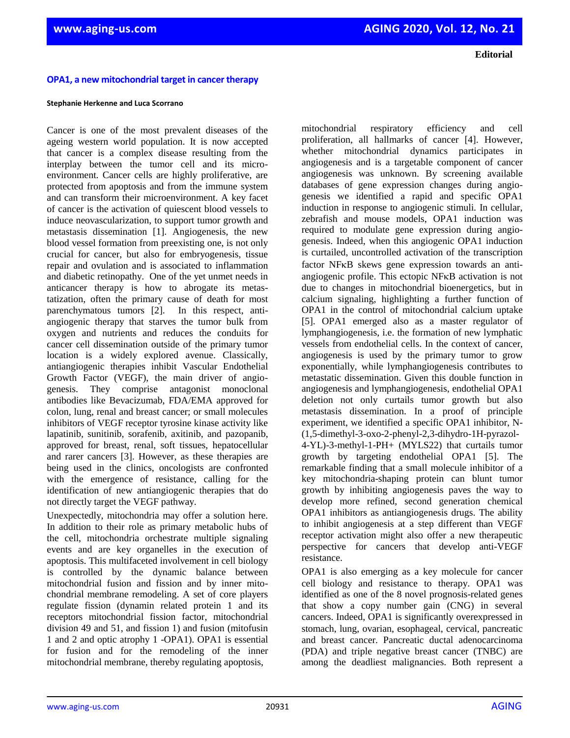**Editorial**

# OPA1, a new mitochondrial target in cancer therapy

**Stephanie Herkenne and Luca Scorrano**

Cancer is one of the most prevalent diseases of the ageing western world population. It is now accepted that cancer is a complex disease resulting from the interplay between the tumor cell and its microenvironment. Cancer cells are highly proliferative, are protected from apoptosis and from the immune system and can transform their microenvironment. A key facet of cancer is the activation of quiescent blood vessels to induce neovascularization, to support tumor growth and metastasis dissemination [1]. Angiogenesis, the new blood vessel formation from preexisting one, is not only crucial for cancer, but also for embryogenesis, tissue repair and ovulation and is associated to inflammation and diabetic retinopathy. One of the yet unmet needs in anticancer therapy is how to abrogate its metastatization, often the primary cause of death for most parenchymatous tumors [2]. In this respect, antiangiogenic therapy that starves the tumor bulk from oxygen and nutrients and reduces the conduits for cancer cell dissemination outside of the primary tumor location is a widely explored avenue. Classically, antiangiogenic therapies inhibit Vascular Endothelial Growth Factor (VEGF), the main driver of angiogenesis. They comprise antagonist monoclonal antibodies like Bevacizumab, FDA/EMA approved for colon, lung, renal and breast cancer; or small molecules inhibitors of VEGF receptor tyrosine kinase activity like lapatinib, sunitinib, sorafenib, axitinib, and pazopanib, approved for breast, renal, soft tissues, hepatocellular and rarer cancers [3]. However, as these therapies are being used in the clinics, oncologists are confronted with the emergence of resistance, calling for the identification of new antiangiogenic therapies that do not directly target the VEGF pathway.

Unexpectedly, mitochondria may offer a solution here. In addition to their role as primary metabolic hubs of the cell, mitochondria orchestrate multiple signaling events and are key organelles in the execution of apoptosis. This multifaceted involvement in cell biology is controlled by the dynamic balance between mitochondrial fusion and fission and by inner mitochondrial membrane remodeling. A set of core players regulate fission (dynamin related protein 1 and its receptors mitochondrial fission factor, mitochondrial division 49 and 51, and fission 1) and fusion (mitofusin 1 and 2 and optic atrophy 1 -OPA1). OPA1 is essential for fusion and for the remodeling of the inner mitochondrial membrane, thereby regulating apoptosis, mitochondrial respiratory efficiency and cell proliferation, all hallmarks of cancer [4]. However, whether mitochondrial dynamics participates in angiogenesis and is a targetable component of cancer angiogenesis was unknown. By screening available databases of gene expression changes during angiogenesis we identified a rapid and specific OPA1 induction in response to angiogenic stimuli. In cellular, zebrafish and mouse models, OPA1 induction was required to modulate gene expression during angiogenesis. Indeed, when this angiogenic OPA1 induction is curtailed, uncontrolled activation of the transcription factor NFκB skews gene expression towards an anti-angiogenic profile. This ectopic NFκB activation is not due to changes in mitochondrial bioenergetics, but in calcium signaling, highlighting a further function of OPA1 in the control of mitochondrial calcium uptake [5]. OPA1 emerged also as a master regulator of lymphangiogenesis, i.e. the formation of new lymphatic vessels from endothelial cells. In the context of cancer, angiogenesis is used by the primary tumor to grow exponentially, while lymphangiogenesis contributes to metastatic dissemination. Given this double function in angiogenesis and lymphangiogenesis, endothelial OPA1 deletion not only curtails tumor growth but also metastasis dissemination. In a proof of principle experiment, we identified a specific OPA1 inhibitor, N-(1,5-dimethyl-3-oxo-2-phenyl-2,3-dihydro-1H-pyrazol-4-YL)-3-methyl-1-PH+ (MYLS22) that curtails tumor growth by targeting endothelial OPA1 [5]. The remarkable finding that a small molecule inhibitor of a key mitochondria-shaping protein can blunt tumor growth by inhibiting angiogenesis paves the way to develop more refined, second generation chemical OPA1 inhibitors as antiangiogenesis drugs. The ability to inhibit angiogenesis at a step different than VEGF receptor activation might also offer a new therapeutic perspective for cancers that develop anti-VEGF resistance.

OPA1 is also emerging as a key molecule for cancer cell biology and resistance to therapy. OPA1 was identified as one of the 8 novel prognosis-related genes that show a copy number gain (CNG) in several cancers. Indeed, OPA1 is significantly overexpressed in stomach, lung, ovarian, esophageal, cervical, pancreatic and breast cancer. Pancreatic ductal adenocarcinoma (PDA) and triple negative breast cancer (TNBC) are among the deadliest malignancies. Both represent a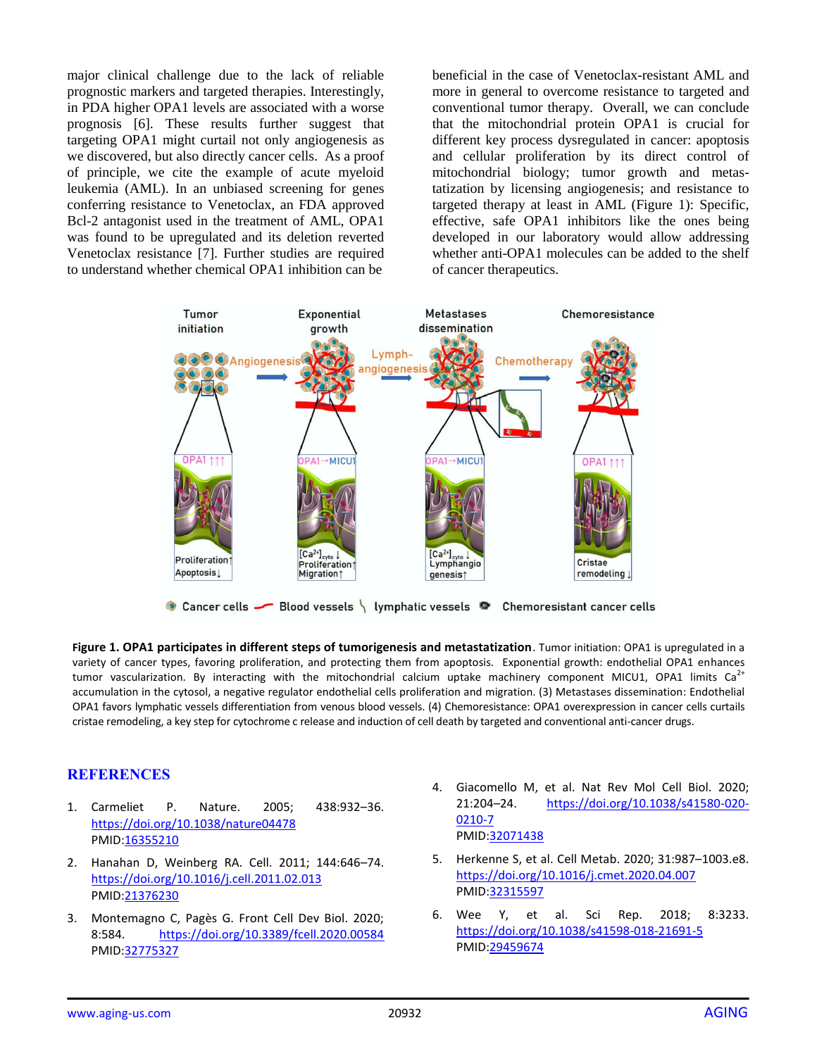major clinical challenge due to the lack of reliable prognostic markers and targeted therapies. Interestingly, in PDA higher OPA1 levels are associated with a worse prognosis [6]. These results further suggest that targeting OPA1 might curtail not only angiogenesis as we discovered, but also directly cancer cells. As a proof of principle, we cite the example of acute myeloid leukemia (AML). In an unbiased screening for genes conferring resistance to Venetoclax, an FDA approved Bcl-2 antagonist used in the treatment of AML, OPA1 was found to be upregulated and its deletion reverted Venetoclax resistance [7]. Further studies are required to understand whether chemical OPA1 inhibition can be beneficial in the case of Venetoclax-resistant AML and more in general to overcome resistance to targeted and conventional tumor therapy. Overall, we can conclude that the mitochondrial protein OPA1 is crucial for different key process dysregulated in cancer: apoptosis and cellular proliferation by its direct control of mitochondrial biology; tumor growth and metastatization by licensing angiogenesis; and resistance to targeted therapy at least in AML (Figure 1): Specific, effective, safe OPA1 inhibitors like the ones being developed in our laboratory would allow addressing whether anti-OPA1 molecules can be added to the shelf of cancer therapeutics.

**Figure 1. OPA1 participates in different steps of tumorigenesis and metastatization**. Tumor initiation: OPA1 is upregulated in a variety of cancer types, favoring proliferation, and protecting them from apoptosis. Exponential growth: endothelial OPA1 enhances tumor vascularization. By interacting with the mitochondrial calcium uptake machinery component MICU1, OPA1 limits $Ca^{2+}$ accumulation in the cytosol, a negative regulator endothelial cells proliferation and migration. (3) Metastases dissemination: Endothelial OPA1 favors lymphatic vessels differentiation from venous blood vessels. (4) Chemoresistance: OPA1 overexpression in cancer cells curtails cristae remodeling, a key step for cytochrome c release and induction of cell death by targeted and conventional anti-cancer drugs.

## REFERENCES

1. Carmeliet P. Nature. 2005; 438:932–36. https://doi.org/10.1038/nature04478 PMID:16355210

2. Hanahan D, Weinberg RA. Cell. 2011; 144:646–74. https://doi.org/10.1016/j.cell.2011.02.013 PMID:21376230

3. Montemagno C, Pagès G. Front Cell Dev Biol. 2020; 8:584. https://doi.org/10.3389/fcell.2020.00584 PMID:32775327

4. Giacomello M, et al. Nat Rev Mol Cell Biol. 2020; 21:204–24. https://doi.org/10.1038/s41580-020-0210-7 PMID:32071438

5. Herkenne S, et al. Cell Metab. 2020; 31:987–1003.e8. https://doi.org/10.1016/j.cmet.2020.04.007 PMID:32315597

6. Wee Y, et al. Sci Rep. 2018; 8:3233. https://doi.org/10.1038/s41598-018-21691-5 PMID:29459674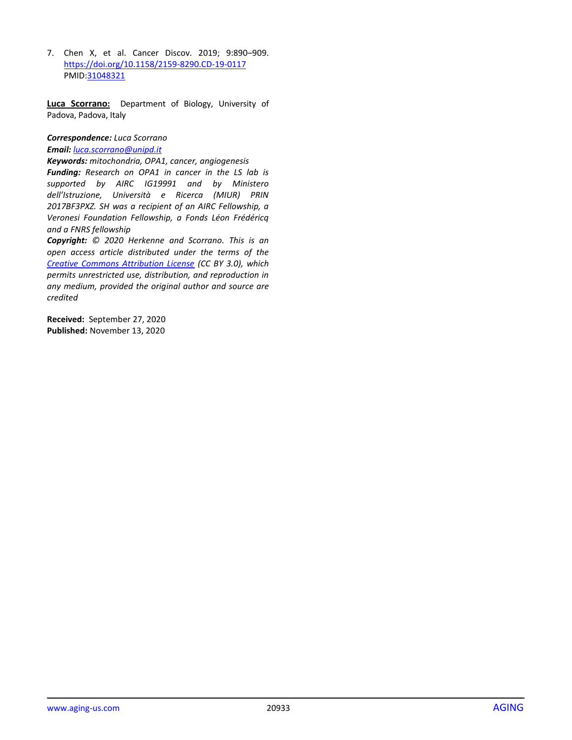7. Chen X, et al. Cancer Discov. 2019; 9:890–909. https://doi.org/10.1158/2159-8290.CD-19-0117 PMID:31048321

**Luca Scorrano:** Department of Biology, University of Padova, Padova, Italy

***Correspondence:*** *Luca Scorrano*
***Email:*** *luca.scorrano@unipd.it*
***Keywords:*** *mitochondria, OPA1, cancer, angiogenesis*
***Funding:*** *Research on OPA1 in cancer in the LS lab is supported by AIRC IG19991 and by Ministero dell'Istruzione, Università e Ricerca (MIUR) PRIN 2017BF3PXZ. SH was a recipient of an AIRC Fellowship, a Veronesi Foundation Fellowship, a Fonds Léon Frédéricq and a FNRS fellowship*
***Copyright:*** *© 2020 Herkenne and Scorrano. This is an open access article distributed under the terms of the Creative Commons Attribution License (CC BY 3.0), which permits unrestricted use, distribution, and reproduction in any medium, provided the original author and source are credited*

**Received:** September 27, 2020
**Published:** November 13, 2020